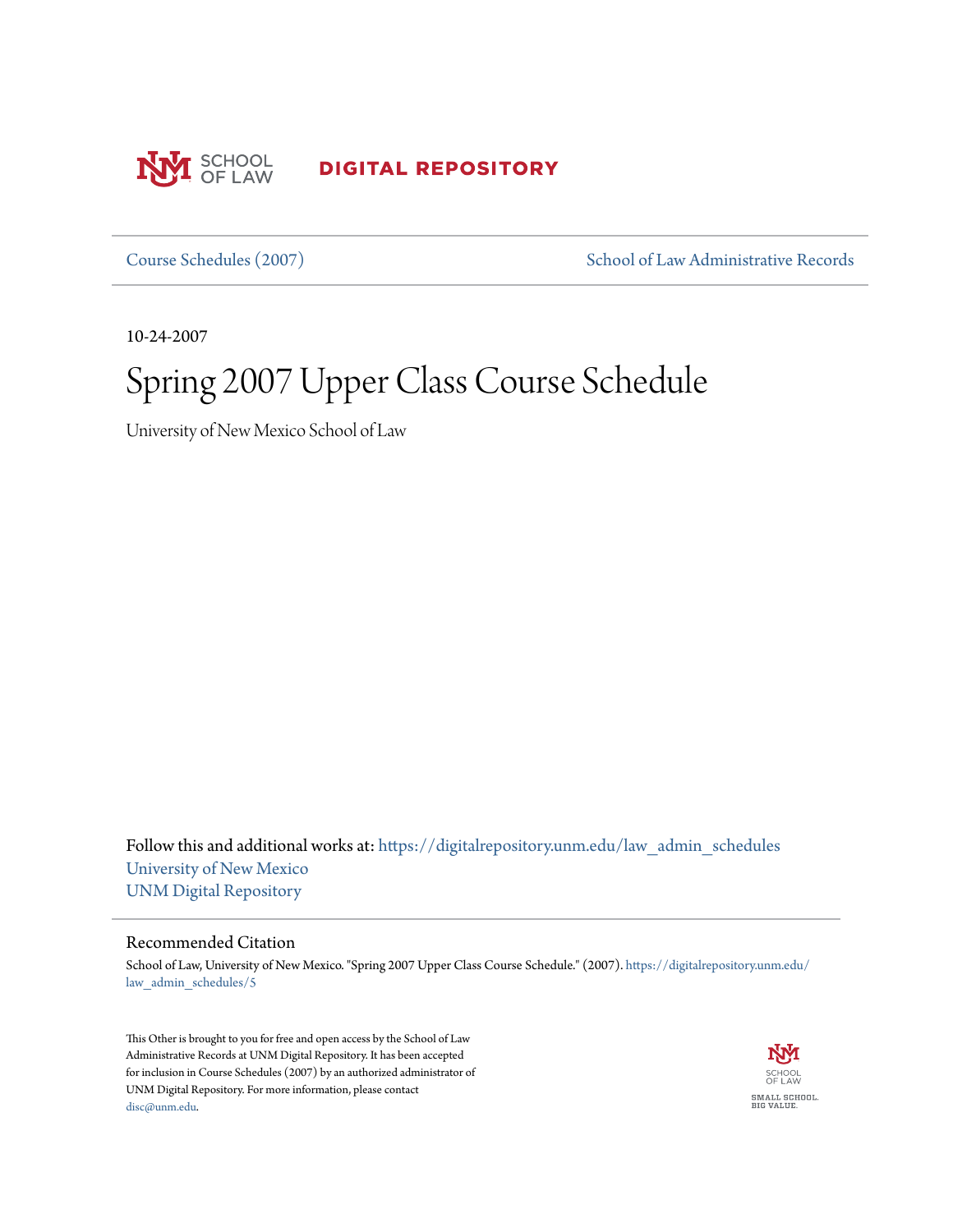UNM SCHOOL OF LAW **DIGITAL REPOSITORY**

Course Schedules (2007) | School of Law Administrative Records

10-24-2007

# Spring 2007 Upper Class Course Schedule

University of New Mexico School of Law

Follow this and additional works at: https://digitalrepository.unm.edu/law_admin_schedules

University of New Mexico

UNM Digital Repository

## Recommended Citation

School of Law, University of New Mexico. "Spring 2007 Upper Class Course Schedule." (2007). https://digitalrepository.unm.edu/law_admin_schedules/5

This Other is brought to you for free and open access by the School of Law Administrative Records at UNM Digital Repository. It has been accepted for inclusion in Course Schedules (2007) by an authorized administrator of UNM Digital Repository. For more information, please contact disc@unm.edu.

SCHOOL OF LAW

SMALL SCHOOL. BIG VALUE.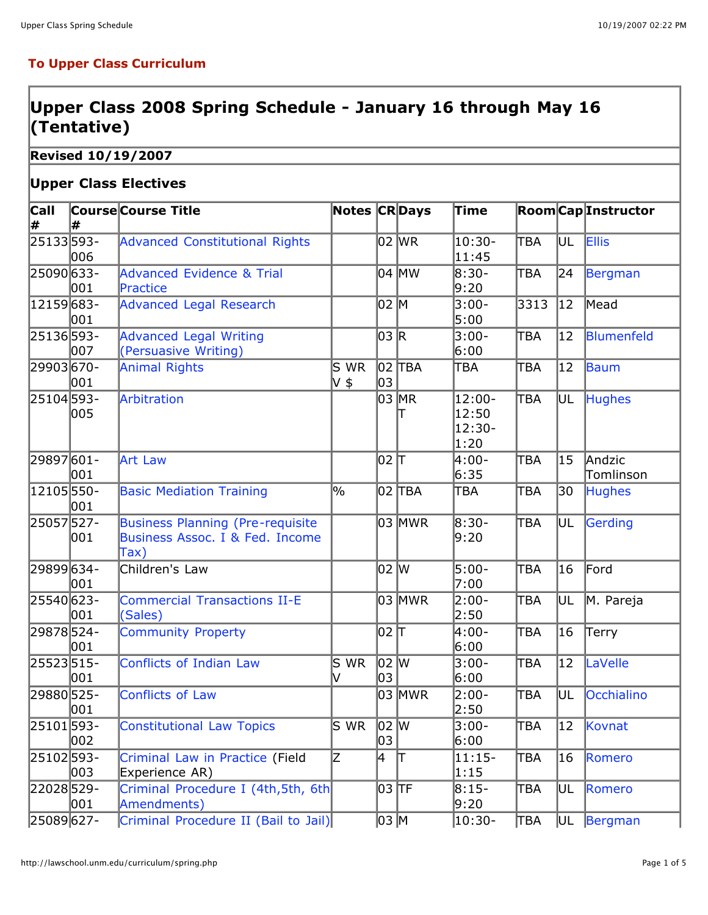**To Upper Class Curriculum**

# Upper Class 2008 Spring Schedule - January 16 through May 16 (Tentative)

**Revised 10/19/2007**

## Upper Class Electives

| Call # | Course # | Course Title | Notes | CR | Days | Time | Room | Cap | Instructor |
|---|---|---|---|---|---|---|---|---|---|
| 25133 | 593-006 | Advanced Constitutional Rights | | 02 | WR | 10:30-11:45 | TBA | UL | Ellis |
| 25090 | 633-001 | Advanced Evidence & Trial Practice | | 04 | MW | 8:30-9:20 | TBA | 24 | Bergman |
| 12159 | 683-001 | Advanced Legal Research | | 02 | M | 3:00-5:00 | 3313 | 12 | Mead |
| 25136 | 593-007 | Advanced Legal Writing (Persuasive Writing) | | 03 | R | 3:00-6:00 | TBA | 12 | Blumenfeld |
| 29903 | 670-001 | Animal Rights | S WR V $ | 02 03 | TBA | TBA | TBA | 12 | Baum |
| 25104 | 593-005 | Arbitration | | 03 | MR T | 12:00-12:50 12:30-1:20 | TBA | UL | Hughes |
| 29897 | 601-001 | Art Law | | 02 | T | 4:00-6:35 | TBA | 15 | Andzic Tomlinson |
| 12105 | 550-001 | Basic Mediation Training | % | 02 | TBA | TBA | TBA | 30 | Hughes |
| 25057 | 527-001 | Business Planning (Pre-requisite Business Assoc. I & Fed. Income Tax) | | 03 | MWR | 8:30-9:20 | TBA | UL | Gerding |
| 29899 | 634-001 | Children's Law | | 02 | W | 5:00-7:00 | TBA | 16 | Ford |
| 25540 | 623-001 | Commercial Transactions II-E (Sales) | | 03 | MWR | 2:00-2:50 | TBA | UL | M. Pareja |
| 29878 | 524-001 | Community Property | | 02 | T | 4:00-6:00 | TBA | 16 | Terry |
| 25523 | 515-001 | Conflicts of Indian Law | S WR V | 02 03 | W | 3:00-6:00 | TBA | 12 | LaVelle |
| 29880 | 525-001 | Conflicts of Law | | 03 | MWR | 2:00-2:50 | TBA | UL | Occhialino |
| 25101 | 593-002 | Constitutional Law Topics | S WR | 02 03 | W | 3:00-6:00 | TBA | 12 | Kovnat |
| 25102 | 593-003 | Criminal Law in Practice (Field Experience AR) | Z | 4 | T | 11:15-1:15 | TBA | 16 | Romero |
| 22028 | 529-001 | Criminal Procedure I (4th,5th, 6th Amendments) | | 03 | TF | 8:15-9:20 | TBA | UL | Romero |
| 25089 | 627- | Criminal Procedure II (Bail to Jail) | | 03 | M | 10:30- | TBA | UL | Bergman |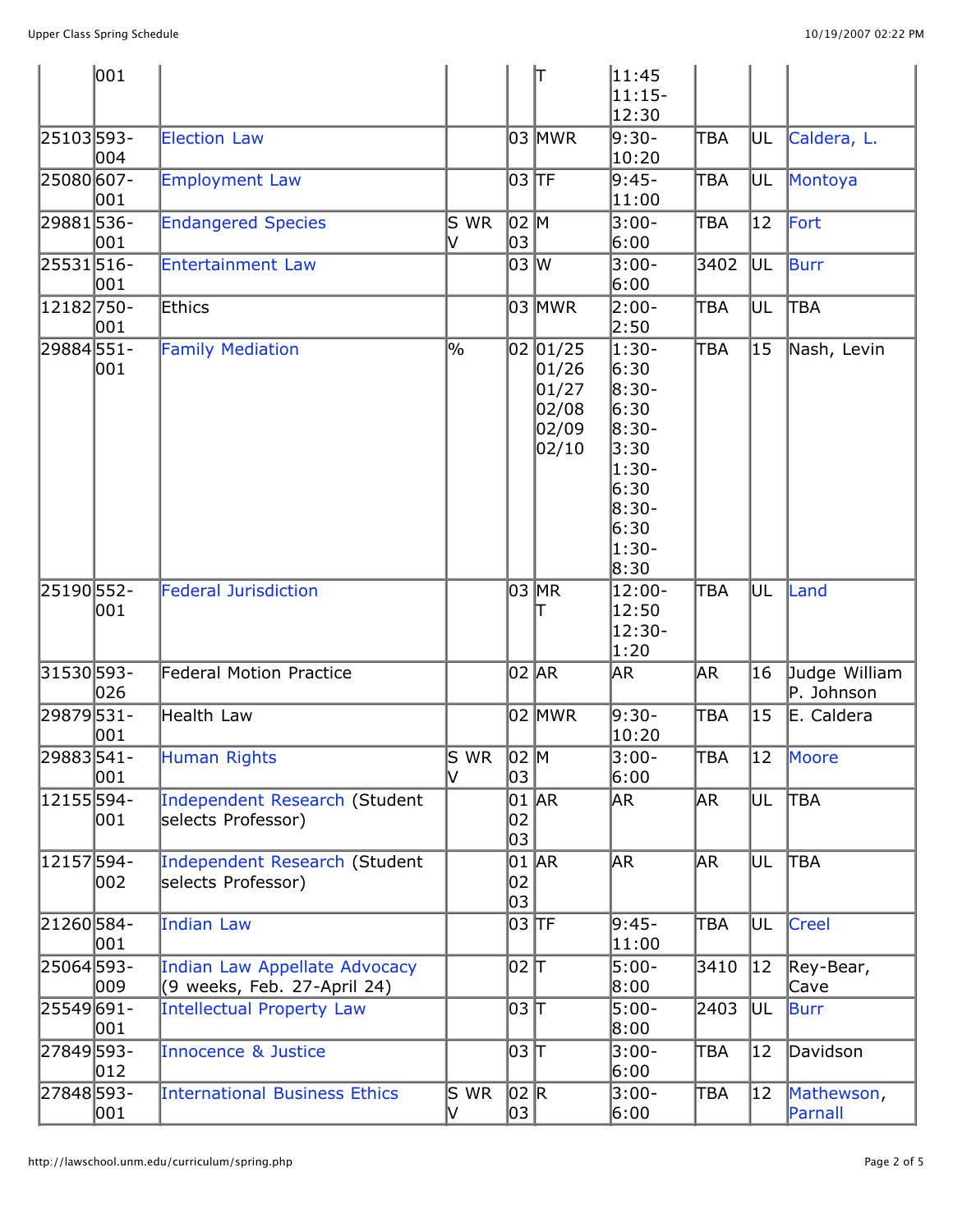|  |  |  |  |  |  |  |  |  |  |
|---|---|---|---|---|---|---|---|---|---|
|  | 001 |  |  |  | T | 11:45 11:15-12:30 |  |  |  |
| 25103 | 593-004 | Election Law |  | 03 | MWR | 9:30-10:20 | TBA | UL | Caldera, L. |
| 25080 | 607-001 | Employment Law |  | 03 | TF | 9:45-11:00 | TBA | UL | Montoya |
| 29881 | 536-001 | Endangered Species | S WR V | 02 03 | M | 3:00-6:00 | TBA | 12 | Fort |
| 25531 | 516-001 | Entertainment Law |  | 03 | W | 3:00-6:00 | 3402 | UL | Burr |
| 12182 | 750-001 | Ethics |  | 03 | MWR | 2:00-2:50 | TBA | UL | TBA |
| 29884 | 551-001 | Family Mediation | % | 02 | 01/25 01/26 01/27 02/08 02/09 02/10 | 1:30-6:30 8:30-6:30 8:30-3:30 1:30-6:30 8:30-6:30 1:30-8:30 | TBA | 15 | Nash, Levin |
| 25190 | 552-001 | Federal Jurisdiction |  | 03 | MR T | 12:00-12:50 12:30-1:20 | TBA | UL | Land |
| 31530 | 593-026 | Federal Motion Practice |  | 02 | AR | AR | AR | 16 | Judge William P. Johnson |
| 29879 | 531-001 | Health Law |  | 02 | MWR | 9:30-10:20 | TBA | 15 | E. Caldera |
| 29883 | 541-001 | Human Rights | S WR V | 02 03 | M | 3:00-6:00 | TBA | 12 | Moore |
| 12155 | 594-001 | Independent Research (Student selects Professor) |  | 01 02 03 | AR | AR | AR | UL | TBA |
| 12157 | 594-002 | Independent Research (Student selects Professor) |  | 01 02 03 | AR | AR | AR | UL | TBA |
| 21260 | 584-001 | Indian Law |  | 03 | TF | 9:45-11:00 | TBA | UL | Creel |
| 25064 | 593-009 | Indian Law Appellate Advocacy (9 weeks, Feb. 27-April 24) |  | 02 | T | 5:00-8:00 | 3410 | 12 | Rey-Bear, Cave |
| 25549 | 691-001 | Intellectual Property Law |  | 03 | T | 5:00-8:00 | 2403 | UL | Burr |
| 27849 | 593-012 | Innocence & Justice |  | 03 | T | 3:00-6:00 | TBA | 12 | Davidson |
| 27848 | 593-001 | International Business Ethics | S WR V | 02 03 | R | 3:00-6:00 | TBA | 12 | Mathewson, Parnall |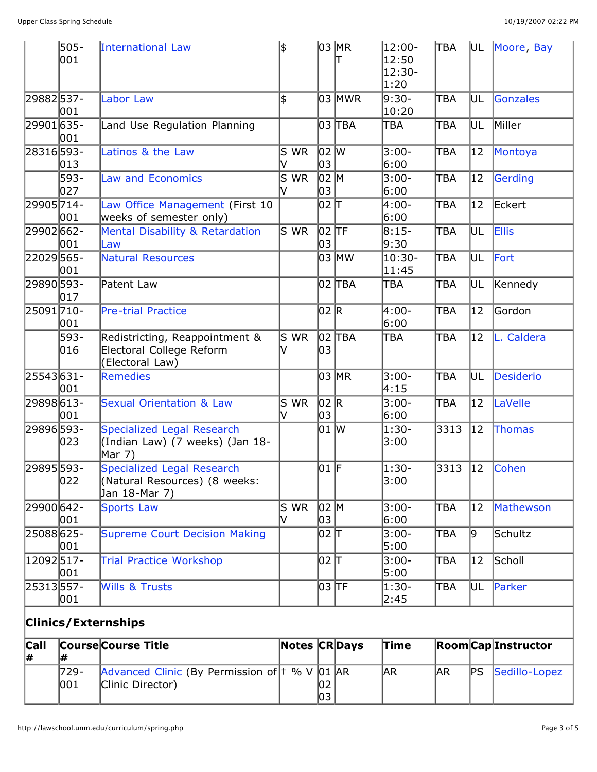| Call # | Course # | Course Title | Notes | CR | Days | Time | Room | Cap | Instructor |
|---|---|---|---|---|---|---|---|---|---|
| | 505-001 | International Law | $ | 03 | MR T | 12:00-12:50 12:30-1:20 | TBA | UL | Moore, Bay |
| 29882 | 537-001 | Labor Law | $ | 03 | MWR | 9:30-10:20 | TBA | UL | Gonzales |
| 29901 | 635-001 | Land Use Regulation Planning | | 03 | TBA | TBA | TBA | UL | Miller |
| 28316 | 593-013 | Latinos & the Law | S WR V | 02 03 | W | 3:00-6:00 | TBA | 12 | Montoya |
| | 593-027 | Law and Economics | S WR V | 02 03 | M | 3:00-6:00 | TBA | 12 | Gerding |
| 29905 | 714-001 | Law Office Management (First 10 weeks of semester only) | | 02 | T | 4:00-6:00 | TBA | 12 | Eckert |
| 29902 | 662-001 | Mental Disability & Retardation Law | S WR | 02 03 | TF | 8:15-9:30 | TBA | UL | Ellis |
| 22029 | 565-001 | Natural Resources | | 03 | MW | 10:30-11:45 | TBA | UL | Fort |
| 29890 | 593-017 | Patent Law | | 02 | TBA | TBA | TBA | UL | Kennedy |
| 25091 | 710-001 | Pre-trial Practice | | 02 | R | 4:00-6:00 | TBA | 12 | Gordon |
| | 593-016 | Redistricting, Reappointment & Electoral College Reform (Electoral Law) | S WR V | 02 03 | TBA | TBA | TBA | 12 | L. Caldera |
| 25543 | 631-001 | Remedies | | 03 | MR | 3:00-4:15 | TBA | UL | Desiderio |
| 29898 | 613-001 | Sexual Orientation & Law | S WR V | 02 03 | R | 3:00-6:00 | TBA | 12 | LaVelle |
| 29896 | 593-023 | Specialized Legal Research (Indian Law) (7 weeks) (Jan 18-Mar 7) | | 01 | W | 1:30-3:00 | 3313 | 12 | Thomas |
| 29895 | 593-022 | Specialized Legal Research (Natural Resources) (8 weeks: Jan 18-Mar 7) | | 01 | F | 1:30-3:00 | 3313 | 12 | Cohen |
| 29900 | 642-001 | Sports Law | S WR V | 02 03 | M | 3:00-6:00 | TBA | 12 | Mathewson |
| 25088 | 625-001 | Supreme Court Decision Making | | 02 | T | 3:00-5:00 | TBA | 9 | Schultz |
| 12092 | 517-001 | Trial Practice Workshop | | 02 | T | 3:00-5:00 | TBA | 12 | Scholl |
| 25313 | 557-001 | Wills & Trusts | | 03 | TF | 1:30-2:45 | TBA | UL | Parker |

## Clinics/Externships

| Call # | Course # | Course Title | Notes | CR | Days | Time | Room | Cap | Instructor |
|---|---|---|---|---|---|---|---|---|---|
| | 729-001 | Advanced Clinic (By Permission of Clinic Director) | † % V | 01 02 03 | AR | AR | AR | PS | Sedillo-Lopez |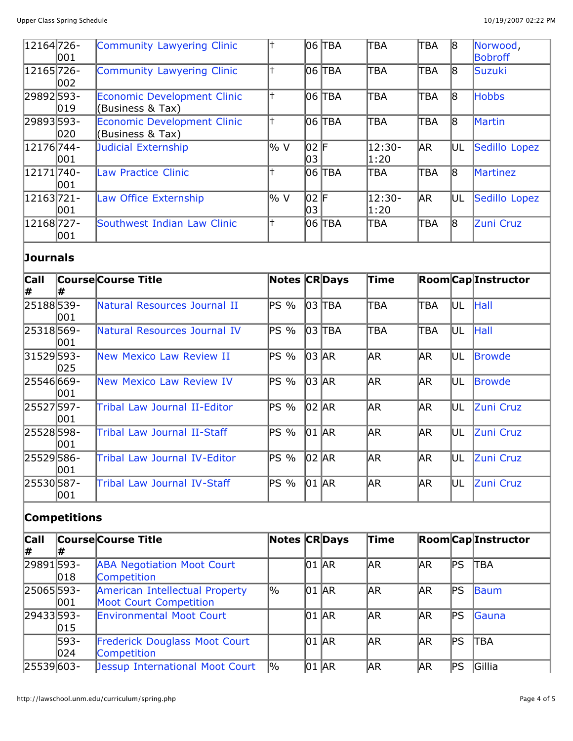| Call # | Course # | Course Title | Notes | CR | Days | Time | Room | Cap | Instructor |
|---|---|---|---|---|---|---|---|---|---|
| 12164 | 726-001 | Community Lawyering Clinic | † | 06 | TBA | TBA | TBA | 8 | Norwood, Bobroff |
| 12165 | 726-002 | Community Lawyering Clinic | † | 06 | TBA | TBA | TBA | 8 | Suzuki |
| 29892 | 593-019 | Economic Development Clinic (Business & Tax) | † | 06 | TBA | TBA | TBA | 8 | Hobbs |
| 29893 | 593-020 | Economic Development Clinic (Business & Tax) | † | 06 | TBA | TBA | TBA | 8 | Martin |
| 12176 | 744-001 | Judicial Externship | % V | 02 03 | F | 12:30-1:20 | AR | UL | Sedillo Lopez |
| 12171 | 740-001 | Law Practice Clinic | † | 06 | TBA | TBA | TBA | 8 | Martinez |
| 12163 | 721-001 | Law Office Externship | % V | 02 03 | F | 12:30-1:20 | AR | UL | Sedillo Lopez |
| 12168 | 727-001 | Southwest Indian Law Clinic | † | 06 | TBA | TBA | TBA | 8 | Zuni Cruz |

## Journals

| Call # | Course # | Course Title | Notes | CR | Days | Time | Room | Cap | Instructor |
|---|---|---|---|---|---|---|---|---|---|
| 25188 | 539-001 | Natural Resources Journal II | PS % | 03 | TBA | TBA | TBA | UL | Hall |
| 25318 | 569-001 | Natural Resources Journal IV | PS % | 03 | TBA | TBA | TBA | UL | Hall |
| 31529 | 593-025 | New Mexico Law Review II | PS % | 03 | AR | AR | AR | UL | Browde |
| 25546 | 669-001 | New Mexico Law Review IV | PS % | 03 | AR | AR | AR | UL | Browde |
| 25527 | 597-001 | Tribal Law Journal II-Editor | PS % | 02 | AR | AR | AR | UL | Zuni Cruz |
| 25528 | 598-001 | Tribal Law Journal II-Staff | PS % | 01 | AR | AR | AR | UL | Zuni Cruz |
| 25529 | 586-001 | Tribal Law Journal IV-Editor | PS % | 02 | AR | AR | AR | UL | Zuni Cruz |
| 25530 | 587-001 | Tribal Law Journal IV-Staff | PS % | 01 | AR | AR | AR | UL | Zuni Cruz |

## Competitions

| Call # | Course # | Course Title | Notes | CR | Days | Time | Room | Cap | Instructor |
|---|---|---|---|---|---|---|---|---|---|
| 29891 | 593-018 | ABA Negotiation Moot Court Competition | | 01 | AR | AR | AR | PS | TBA |
| 25065 | 593-001 | American Intellectual Property Moot Court Competition | % | 01 | AR | AR | AR | PS | Baum |
| 29433 | 593-015 | Environmental Moot Court | | 01 | AR | AR | AR | PS | Gauna |
| | 593-024 | Frederick Douglass Moot Court Competition | | 01 | AR | AR | AR | PS | TBA |
| 25539 | 603- | Jessup International Moot Court | % | 01 | AR | AR | AR | PS | Gillia |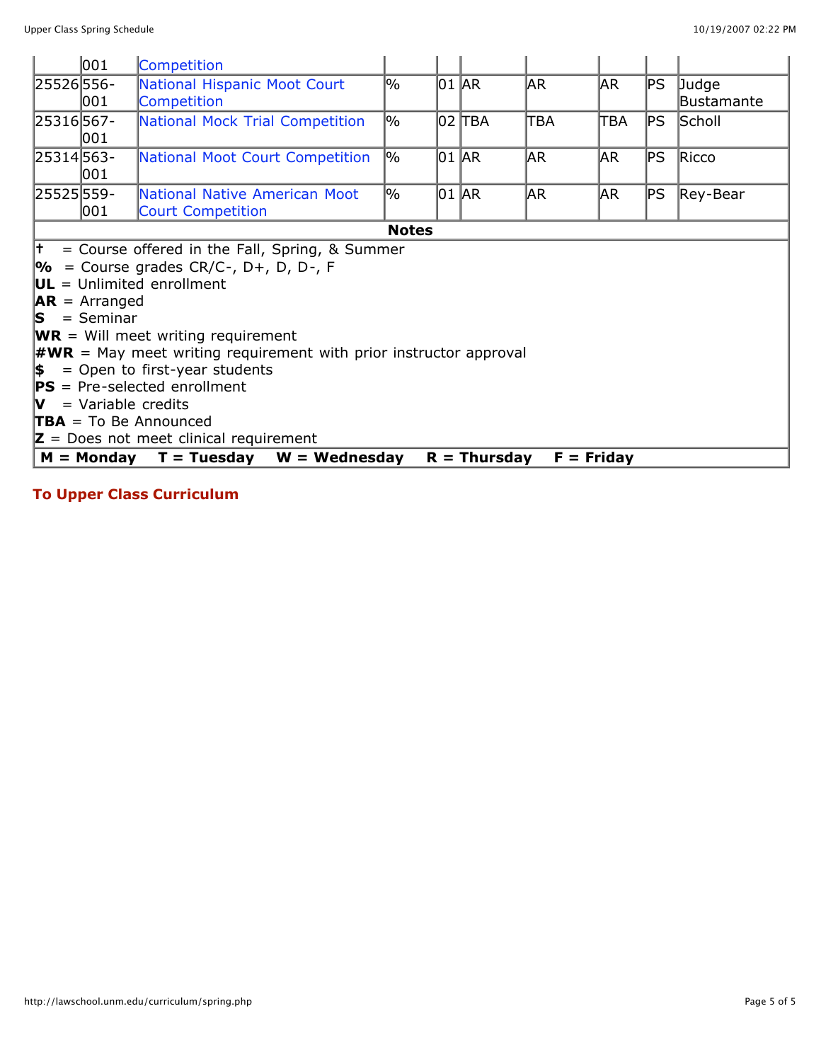| | | | | | | | | | |
|---|---|---|---|---|---|---|---|---|---|
| | 001 | Competition | | | | | | | |
| 25526 | 556-001 | National Hispanic Moot Court Competition | % | 01 | AR | AR | AR | PS | Judge Bustamante |
| 25316 | 567-001 | National Mock Trial Competition | % | 02 | TBA | TBA | TBA | PS | Scholl |
| 25314 | 563-001 | National Moot Court Competition | % | 01 | AR | AR | AR | PS | Ricco |
| 25525 | 559-001 | National Native American Moot Court Competition | % | 01 | AR | AR | AR | PS | Rey-Bear |

**Notes**

† = Course offered in the Fall, Spring, & Summer
**%** = Course grades CR/C-, D+, D, D-, F
**UL** = Unlimited enrollment
**AR** = Arranged
**S** = Seminar
**WR** = Will meet writing requirement
**#WR** = May meet writing requirement with prior instructor approval
**$** = Open to first-year students
**PS** = Pre-selected enrollment
**V** = Variable credits
**TBA** = To Be Announced
**Z** = Does not meet clinical requirement

**M = Monday T = Tuesday W = Wednesday R = Thursday F = Friday**

**To Upper Class Curriculum**